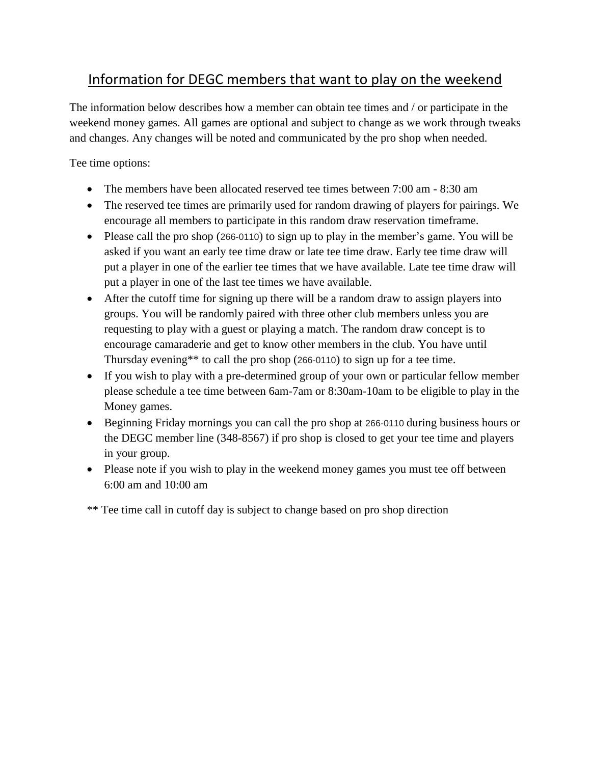# Information for DEGC members that want to play on the weekend

The information below describes how a member can obtain tee times and / or participate in the weekend money games. All games are optional and subject to change as we work through tweaks and changes. Any changes will be noted and communicated by the pro shop when needed.

Tee time options:

- The members have been allocated reserved tee times between 7:00 am - 8:30 am
- The reserved tee times are primarily used for random drawing of players for pairings. We encourage all members to participate in this random draw reservation timeframe.
- Please call the pro shop (266-0110) to sign up to play in the member's game. You will be asked if you want an early tee time draw or late tee time draw. Early tee time draw will put a player in one of the earlier tee times that we have available. Late tee time draw will put a player in one of the last tee times we have available.
- After the cutoff time for signing up there will be a random draw to assign players into groups. You will be randomly paired with three other club members unless you are requesting to play with a guest or playing a match. The random draw concept is to encourage camaraderie and get to know other members in the club. You have until Thursday evening** to call the pro shop (266-0110) to sign up for a tee time.
- If you wish to play with a pre-determined group of your own or particular fellow member please schedule a tee time between 6am-7am or 8:30am-10am to be eligible to play in the Money games.
- Beginning Friday mornings you can call the pro shop at 266-0110 during business hours or the DEGC member line (348-8567) if pro shop is closed to get your tee time and players in your group.
- Please note if you wish to play in the weekend money games you must tee off between 6:00 am and 10:00 am

** Tee time call in cutoff day is subject to change based on pro shop direction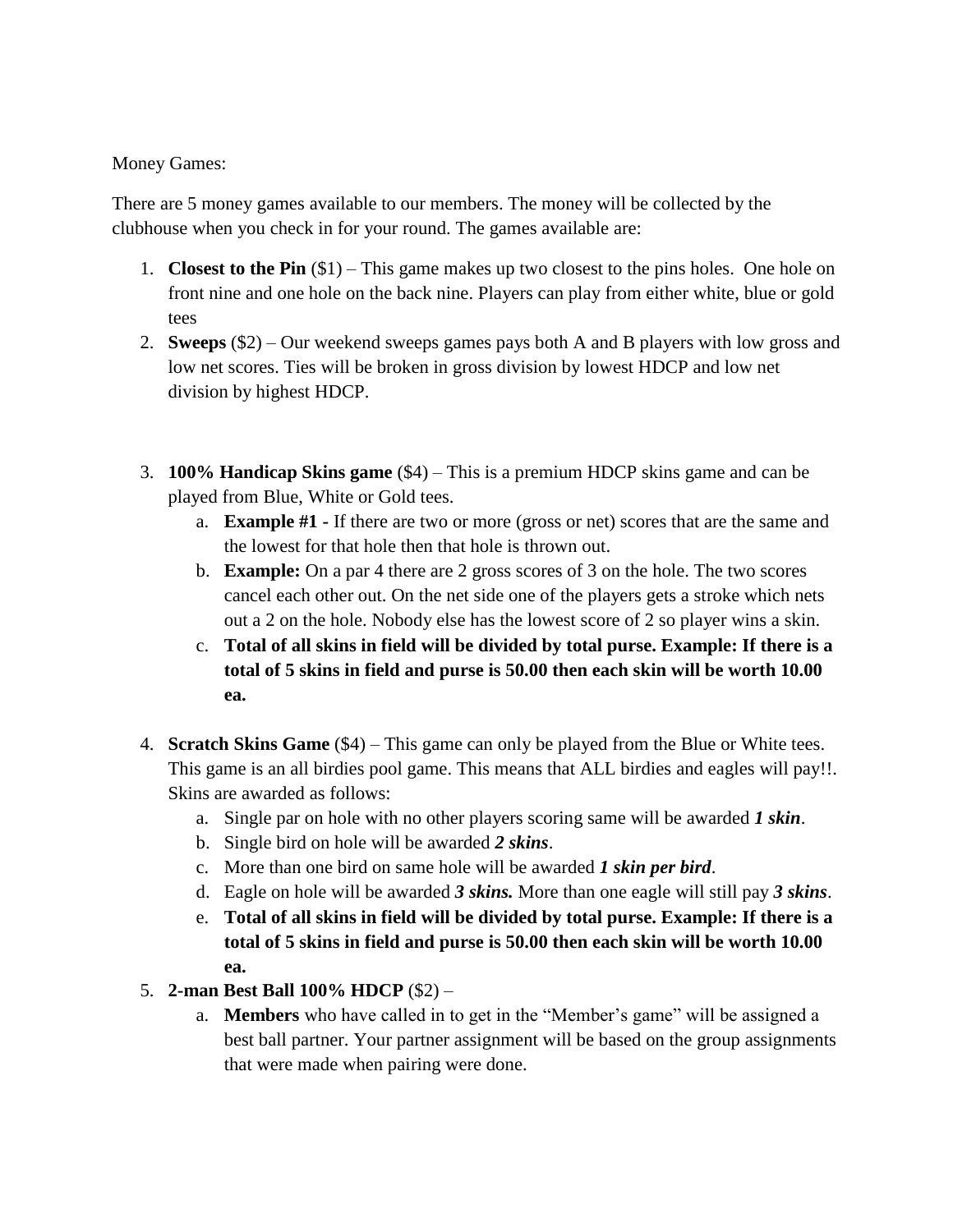Money Games:

There are 5 money games available to our members. The money will be collected by the clubhouse when you check in for your round. The games available are:

1. **Closest to the Pin** ($1) – This game makes up two closest to the pins holes. One hole on front nine and one hole on the back nine. Players can play from either white, blue or gold tees
2. **Sweeps** ($2) – Our weekend sweeps games pays both A and B players with low gross and low net scores. Ties will be broken in gross division by lowest HDCP and low net division by highest HDCP.
3. **100% Handicap Skins game** ($4) – This is a premium HDCP skins game and can be played from Blue, White or Gold tees.
   a. **Example #1 -** If there are two or more (gross or net) scores that are the same and the lowest for that hole then that hole is thrown out.
   b. **Example:** On a par 4 there are 2 gross scores of 3 on the hole. The two scores cancel each other out. On the net side one of the players gets a stroke which nets out a 2 on the hole. Nobody else has the lowest score of 2 so player wins a skin.
   c. **Total of all skins in field will be divided by total purse. Example: If there is a total of 5 skins in field and purse is 50.00 then each skin will be worth 10.00 ea.**
4. **Scratch Skins Game** ($4) – This game can only be played from the Blue or White tees. This game is an all birdies pool game. This means that ALL birdies and eagles will pay!!. Skins are awarded as follows:
   a. Single par on hole with no other players scoring same will be awarded ***1 skin***.
   b. Single bird on hole will be awarded ***2 skins***.
   c. More than one bird on same hole will be awarded ***1 skin per bird***.
   d. Eagle on hole will be awarded ***3 skins.*** More than one eagle will still pay ***3 skins***.
   e. **Total of all skins in field will be divided by total purse. Example: If there is a total of 5 skins in field and purse is 50.00 then each skin will be worth 10.00 ea.**
5. **2-man Best Ball 100% HDCP** ($2) –
   a. **Members** who have called in to get in the "Member's game" will be assigned a best ball partner. Your partner assignment will be based on the group assignments that were made when pairing were done.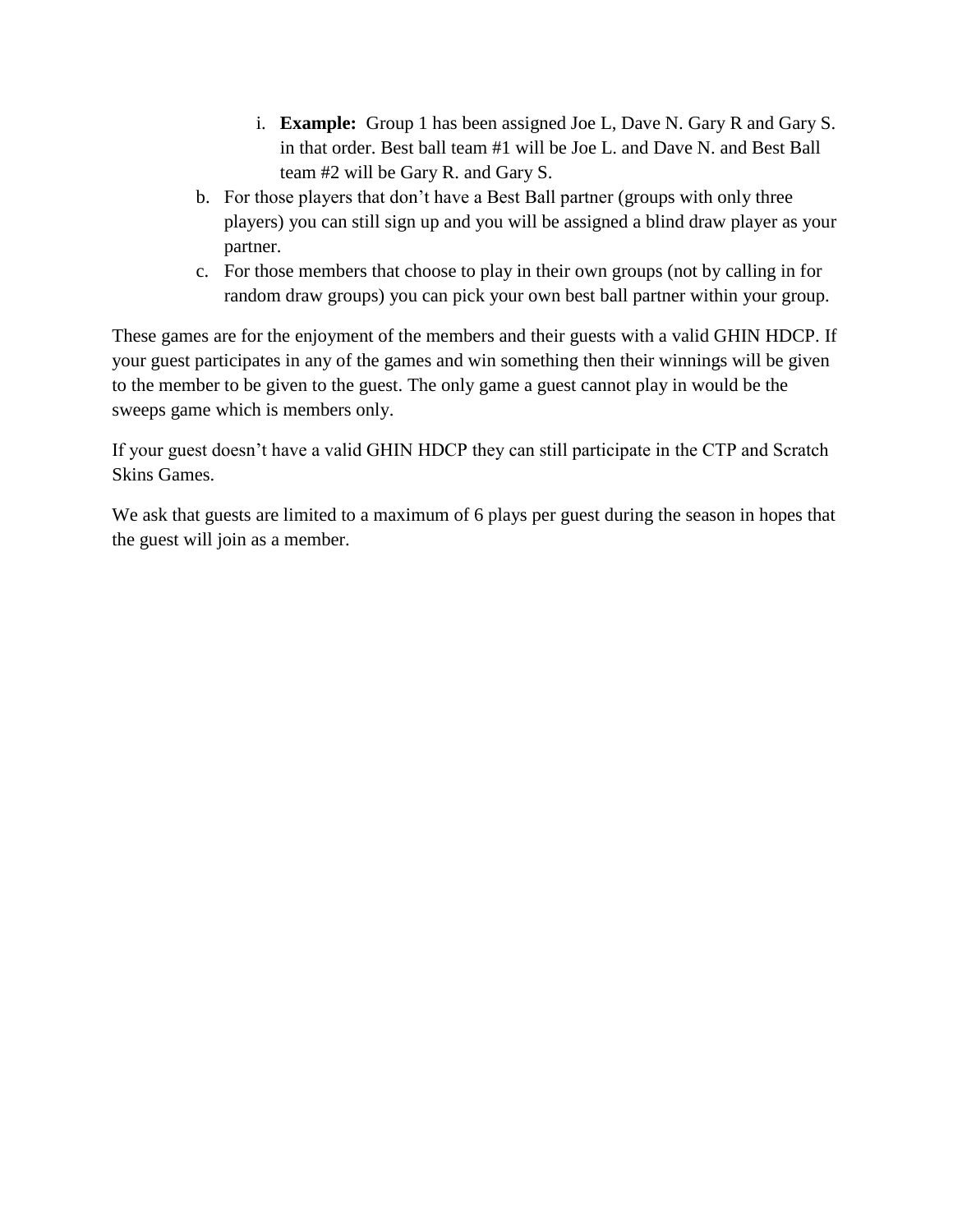i. **Example:** Group 1 has been assigned Joe L, Dave N. Gary R and Gary S. in that order. Best ball team #1 will be Joe L. and Dave N. and Best Ball team #2 will be Gary R. and Gary S.

b. For those players that don't have a Best Ball partner (groups with only three players) you can still sign up and you will be assigned a blind draw player as your partner.
c. For those members that choose to play in their own groups (not by calling in for random draw groups) you can pick your own best ball partner within your group.

These games are for the enjoyment of the members and their guests with a valid GHIN HDCP. If your guest participates in any of the games and win something then their winnings will be given to the member to be given to the guest. The only game a guest cannot play in would be the sweeps game which is members only.

If your guest doesn't have a valid GHIN HDCP they can still participate in the CTP and Scratch Skins Games.

We ask that guests are limited to a maximum of 6 plays per guest during the season in hopes that the guest will join as a member.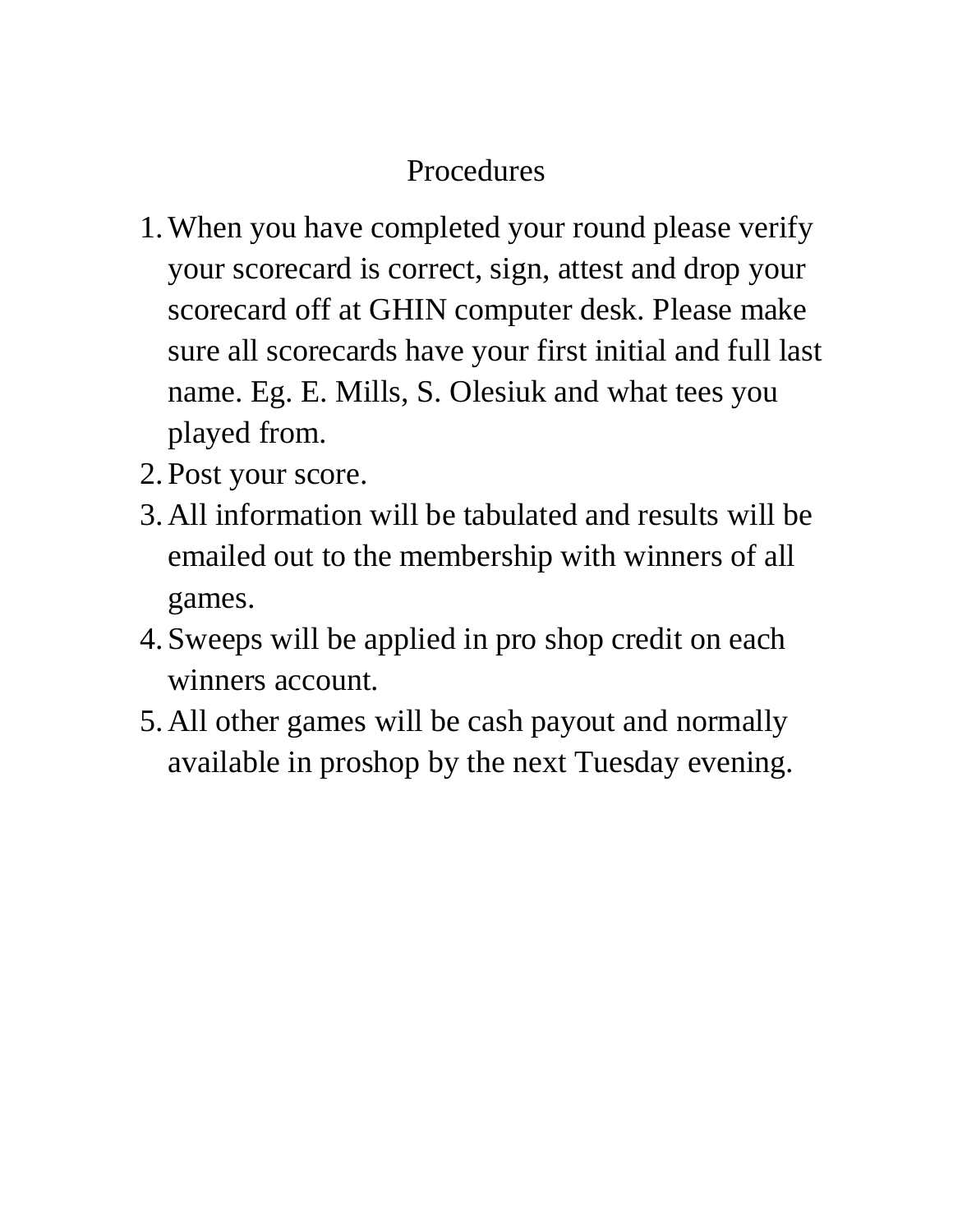# Procedures

1. When you have completed your round please verify your scorecard is correct, sign, attest and drop your scorecard off at GHIN computer desk. Please make sure all scorecards have your first initial and full last name. Eg. E. Mills, S. Olesiuk and what tees you played from.
2. Post your score.
3. All information will be tabulated and results will be emailed out to the membership with winners of all games.
4. Sweeps will be applied in pro shop credit on each winners account.
5. All other games will be cash payout and normally available in proshop by the next Tuesday evening.